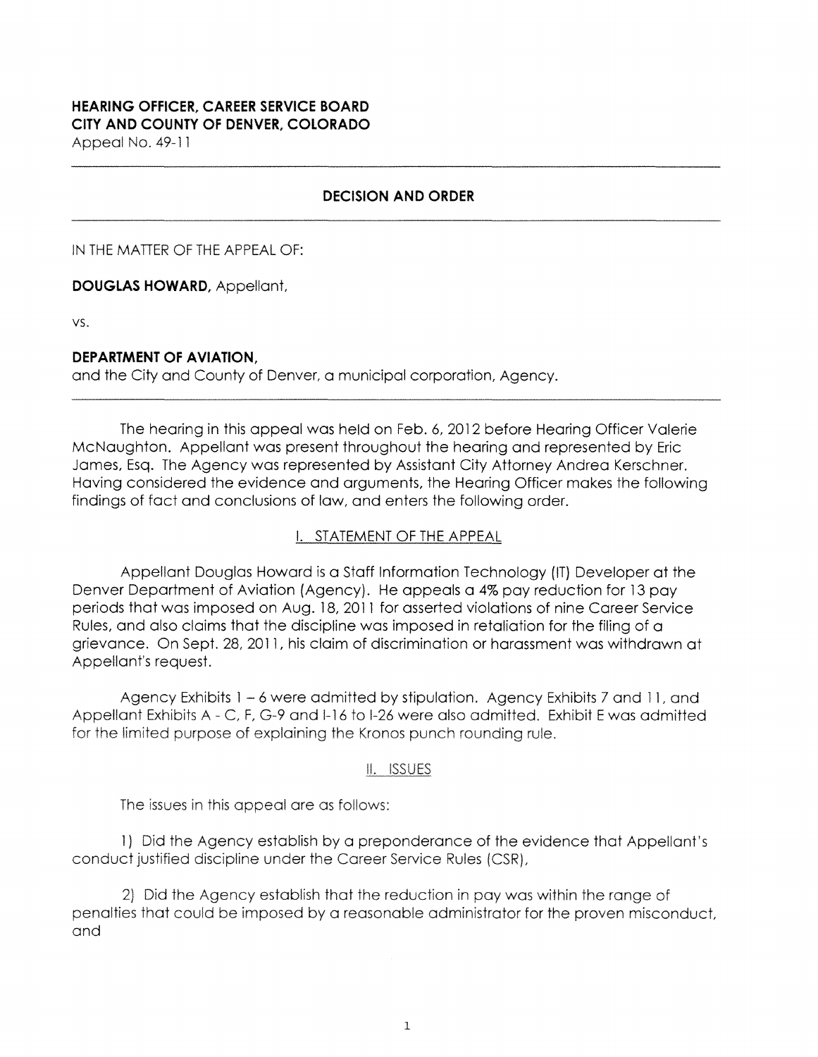**HEARING OFFICER, CAREER SERVICE BOARD**
**CITY AND COUNTY OF DENVER, COLORADO**
Appeal No. 49-11

---

**DECISION AND ORDER**

---

IN THE MATTER OF THE APPEAL OF:

**DOUGLAS HOWARD,** Appellant,

vs.

**DEPARTMENT OF AVIATION,**
and the City and County of Denver, a municipal corporation, Agency.

---

The hearing in this appeal was held on Feb. 6, 2012 before Hearing Officer Valerie McNaughton. Appellant was present throughout the hearing and represented by Eric James, Esq. The Agency was represented by Assistant City Attorney Andrea Kerschner. Having considered the evidence and arguments, the Hearing Officer makes the following findings of fact and conclusions of law, and enters the following order.

## I. STATEMENT OF THE APPEAL

Appellant Douglas Howard is a Staff Information Technology (IT) Developer at the Denver Department of Aviation (Agency). He appeals a 4% pay reduction for 13 pay periods that was imposed on Aug. 18, 2011 for asserted violations of nine Career Service Rules, and also claims that the discipline was imposed in retaliation for the filing of a grievance. On Sept. 28, 2011, his claim of discrimination or harassment was withdrawn at Appellant's request.

Agency Exhibits 1 – 6 were admitted by stipulation. Agency Exhibits 7 and 11, and Appellant Exhibits A - C, F, G-9 and I-16 to I-26 were also admitted. Exhibit E was admitted for the limited purpose of explaining the Kronos punch rounding rule.

## II. ISSUES

The issues in this appeal are as follows:

1) Did the Agency establish by a preponderance of the evidence that Appellant's conduct justified discipline under the Career Service Rules (CSR),

2) Did the Agency establish that the reduction in pay was within the range of penalties that could be imposed by a reasonable administrator for the proven misconduct, and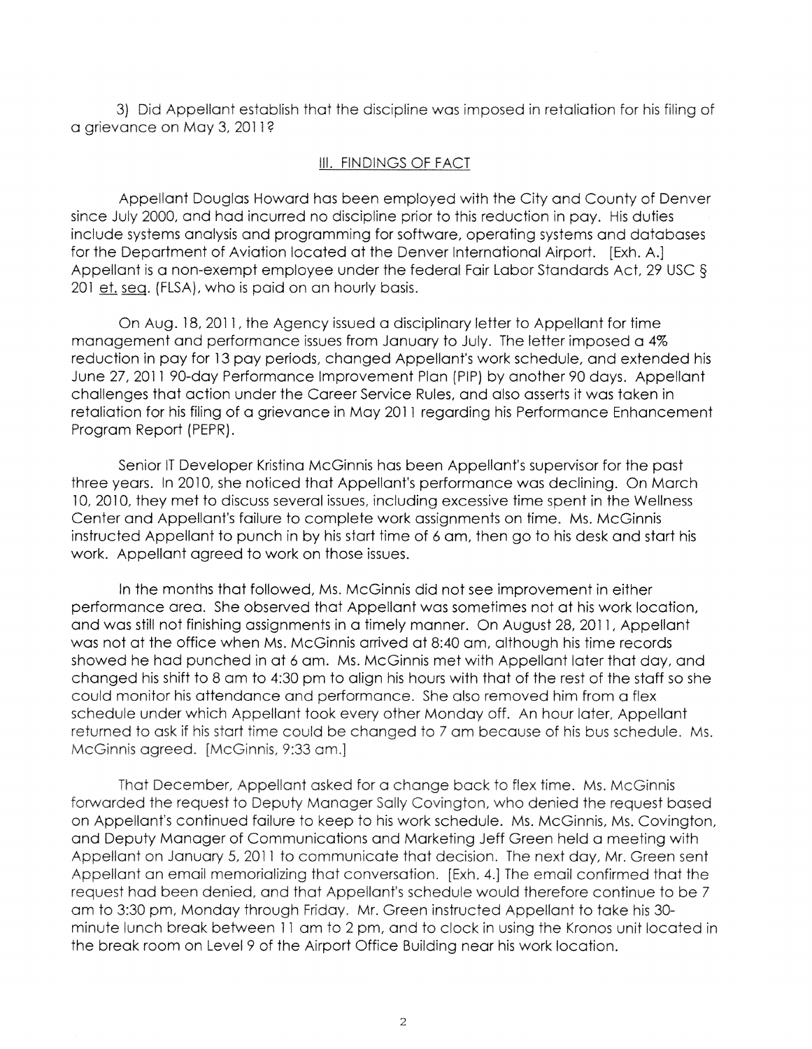3) Did Appellant establish that the discipline was imposed in retaliation for his filing of a grievance on May 3, 2011?

## III. FINDINGS OF FACT

Appellant Douglas Howard has been employed with the City and County of Denver since July 2000, and had incurred no discipline prior to this reduction in pay. His duties include systems analysis and programming for software, operating systems and databases for the Department of Aviation located at the Denver International Airport. [Exh. A.] Appellant is a non-exempt employee under the federal Fair Labor Standards Act, 29 USC § 201 et. seq. (FLSA), who is paid on an hourly basis.

On Aug. 18, 2011, the Agency issued a disciplinary letter to Appellant for time management and performance issues from January to July. The letter imposed a 4% reduction in pay for 13 pay periods, changed Appellant's work schedule, and extended his June 27, 2011 90-day Performance Improvement Plan (PIP) by another 90 days. Appellant challenges that action under the Career Service Rules, and also asserts it was taken in retaliation for his filing of a grievance in May 2011 regarding his Performance Enhancement Program Report (PEPR).

Senior IT Developer Kristina McGinnis has been Appellant's supervisor for the past three years. In 2010, she noticed that Appellant's performance was declining. On March 10, 2010, they met to discuss several issues, including excessive time spent in the Wellness Center and Appellant's failure to complete work assignments on time. Ms. McGinnis instructed Appellant to punch in by his start time of 6 am, then go to his desk and start his work. Appellant agreed to work on those issues.

In the months that followed, Ms. McGinnis did not see improvement in either performance area. She observed that Appellant was sometimes not at his work location, and was still not finishing assignments in a timely manner. On August 28, 2011, Appellant was not at the office when Ms. McGinnis arrived at 8:40 am, although his time records showed he had punched in at 6 am. Ms. McGinnis met with Appellant later that day, and changed his shift to 8 am to 4:30 pm to align his hours with that of the rest of the staff so she could monitor his attendance and performance. She also removed him from a flex schedule under which Appellant took every other Monday off. An hour later, Appellant returned to ask if his start time could be changed to 7 am because of his bus schedule. Ms. McGinnis agreed. [McGinnis, 9:33 am.]

That December, Appellant asked for a change back to flex time. Ms. McGinnis forwarded the request to Deputy Manager Sally Covington, who denied the request based on Appellant's continued failure to keep to his work schedule. Ms. McGinnis, Ms. Covington, and Deputy Manager of Communications and Marketing Jeff Green held a meeting with Appellant on January 5, 2011 to communicate that decision. The next day, Mr. Green sent Appellant an email memorializing that conversation. [Exh. 4.] The email confirmed that the request had been denied, and that Appellant's schedule would therefore continue to be 7 am to 3:30 pm, Monday through Friday. Mr. Green instructed Appellant to take his 30-minute lunch break between 11 am to 2 pm, and to clock in using the Kronos unit located in the break room on Level 9 of the Airport Office Building near his work location.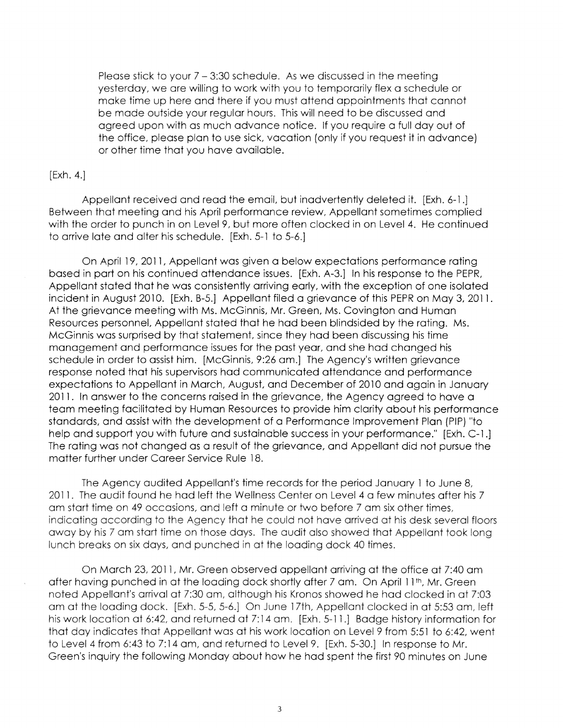> Please stick to your 7 – 3:30 schedule. As we discussed in the meeting yesterday, we are willing to work with you to temporarily flex a schedule or make time up here and there if you must attend appointments that cannot be made outside your regular hours. This will need to be discussed and agreed upon with as much advance notice. If you require a full day out of the office, please plan to use sick, vacation (only if you request it in advance) or other time that you have available.

[Exh. 4.]

Appellant received and read the email, but inadvertently deleted it. [Exh. 6-1.] Between that meeting and his April performance review, Appellant sometimes complied with the order to punch in on Level 9, but more often clocked in on Level 4. He continued to arrive late and alter his schedule. [Exh. 5-1 to 5-6.]

On April 19, 2011, Appellant was given a below expectations performance rating based in part on his continued attendance issues. [Exh. A-3.] In his response to the PEPR, Appellant stated that he was consistently arriving early, with the exception of one isolated incident in August 2010. [Exh. B-5.] Appellant filed a grievance of this PEPR on May 3, 2011. At the grievance meeting with Ms. McGinnis, Mr. Green, Ms. Covington and Human Resources personnel, Appellant stated that he had been blindsided by the rating. Ms. McGinnis was surprised by that statement, since they had been discussing his time management and performance issues for the past year, and she had changed his schedule in order to assist him. [McGinnis, 9:26 am.] The Agency's written grievance response noted that his supervisors had communicated attendance and performance expectations to Appellant in March, August, and December of 2010 and again in January 2011. In answer to the concerns raised in the grievance, the Agency agreed to have a team meeting facilitated by Human Resources to provide him clarity about his performance standards, and assist with the development of a Performance Improvement Plan (PIP) "to help and support you with future and sustainable success in your performance." [Exh. C-1.] The rating was not changed as a result of the grievance, and Appellant did not pursue the matter further under Career Service Rule 18.

The Agency audited Appellant's time records for the period January 1 to June 8, 2011. The audit found he had left the Wellness Center on Level 4 a few minutes after his 7 am start time on 49 occasions, and left a minute or two before 7 am six other times, indicating according to the Agency that he could not have arrived at his desk several floors away by his 7 am start time on those days. The audit also showed that Appellant took long lunch breaks on six days, and punched in at the loading dock 40 times.

On March 23, 2011, Mr. Green observed appellant arriving at the office at 7:40 am after having punched in at the loading dock shortly after 7 am. On April 11th, Mr. Green noted Appellant's arrival at 7:30 am, although his Kronos showed he had clocked in at 7:03 am at the loading dock. [Exh. 5-5, 5-6.] On June 17th, Appellant clocked in at 5:53 am, left his work location at 6:42, and returned at 7:14 am. [Exh. 5-11.] Badge history information for that day indicates that Appellant was at his work location on Level 9 from 5:51 to 6:42, went to Level 4 from 6:43 to 7:14 am, and returned to Level 9. [Exh. 5-30.] In response to Mr. Green's inquiry the following Monday about how he had spent the first 90 minutes on June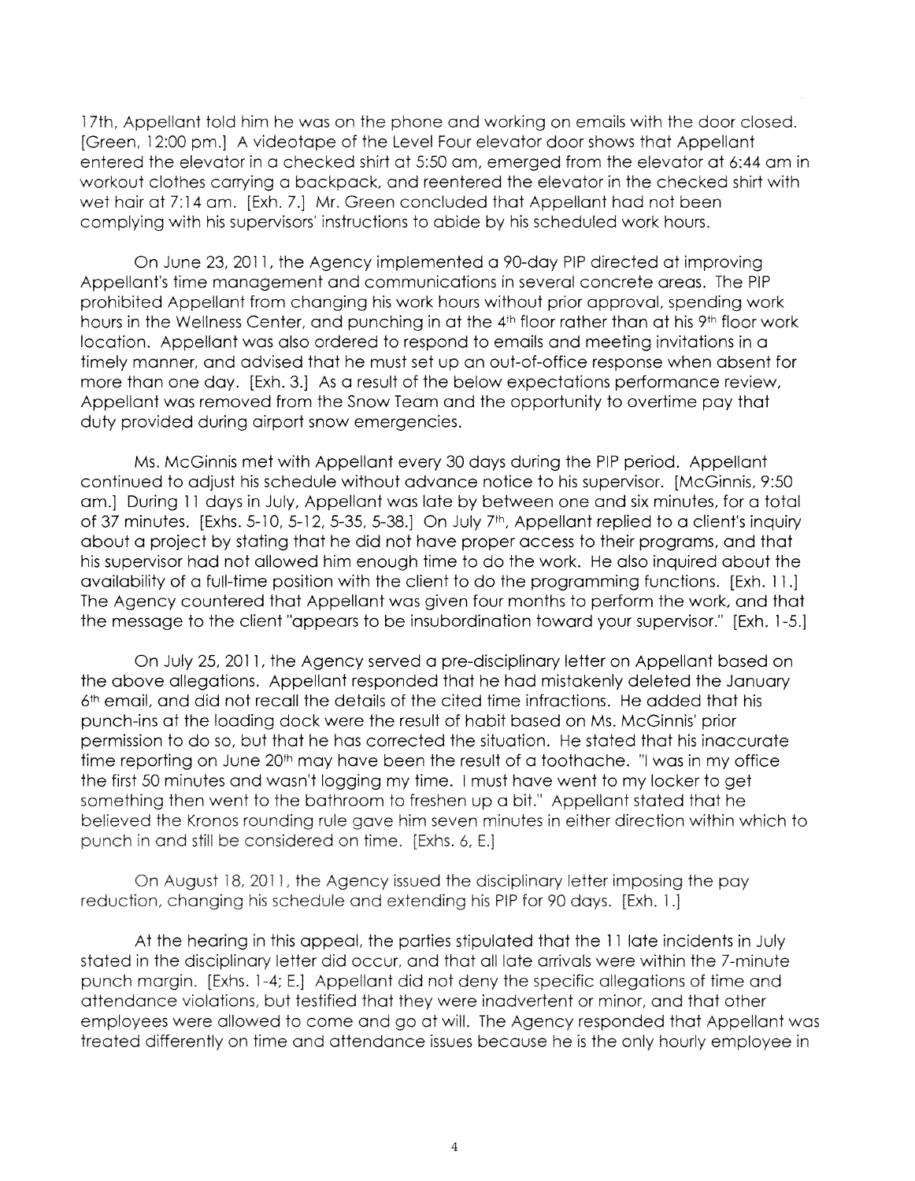17th, Appellant told him he was on the phone and working on emails with the door closed. [Green, 12:00 pm.] A videotape of the Level Four elevator door shows that Appellant entered the elevator in a checked shirt at 5:50 am, emerged from the elevator at 6:44 am in workout clothes carrying a backpack, and reentered the elevator in the checked shirt with wet hair at 7:14 am. [Exh. 7.] Mr. Green concluded that Appellant had not been complying with his supervisors' instructions to abide by his scheduled work hours.

On June 23, 2011, the Agency implemented a 90-day PIP directed at improving Appellant's time management and communications in several concrete areas. The PIP prohibited Appellant from changing his work hours without prior approval, spending work hours in the Wellness Center, and punching in at the 4th floor rather than at his 9th floor work location. Appellant was also ordered to respond to emails and meeting invitations in a timely manner, and advised that he must set up an out-of-office response when absent for more than one day. [Exh. 3.] As a result of the below expectations performance review, Appellant was removed from the Snow Team and the opportunity to overtime pay that duty provided during airport snow emergencies.

Ms. McGinnis met with Appellant every 30 days during the PIP period. Appellant continued to adjust his schedule without advance notice to his supervisor. [McGinnis, 9:50 am.] During 11 days in July, Appellant was late by between one and six minutes, for a total of 37 minutes. [Exhs. 5-10, 5-12, 5-35, 5-38.] On July 7th, Appellant replied to a client's inquiry about a project by stating that he did not have proper access to their programs, and that his supervisor had not allowed him enough time to do the work. He also inquired about the availability of a full-time position with the client to do the programming functions. [Exh. 11.] The Agency countered that Appellant was given four months to perform the work, and that the message to the client "appears to be insubordination toward your supervisor." [Exh. 1-5.]

On July 25, 2011, the Agency served a pre-disciplinary letter on Appellant based on the above allegations. Appellant responded that he had mistakenly deleted the January 6th email, and did not recall the details of the cited time infractions. He added that his punch-ins at the loading dock were the result of habit based on Ms. McGinnis' prior permission to do so, but that he has corrected the situation. He stated that his inaccurate time reporting on June 20th may have been the result of a toothache. "I was in my office the first 50 minutes and wasn't logging my time. I must have went to my locker to get something then went to the bathroom to freshen up a bit." Appellant stated that he believed the Kronos rounding rule gave him seven minutes in either direction within which to punch in and still be considered on time. [Exhs. 6, E.]

On August 18, 2011, the Agency issued the disciplinary letter imposing the pay reduction, changing his schedule and extending his PIP for 90 days. [Exh. 1.]

At the hearing in this appeal, the parties stipulated that the 11 late incidents in July stated in the disciplinary letter did occur, and that all late arrivals were within the 7-minute punch margin. [Exhs. 1-4; E.] Appellant did not deny the specific allegations of time and attendance violations, but testified that they were inadvertent or minor, and that other employees were allowed to come and go at will. The Agency responded that Appellant was treated differently on time and attendance issues because he is the only hourly employee in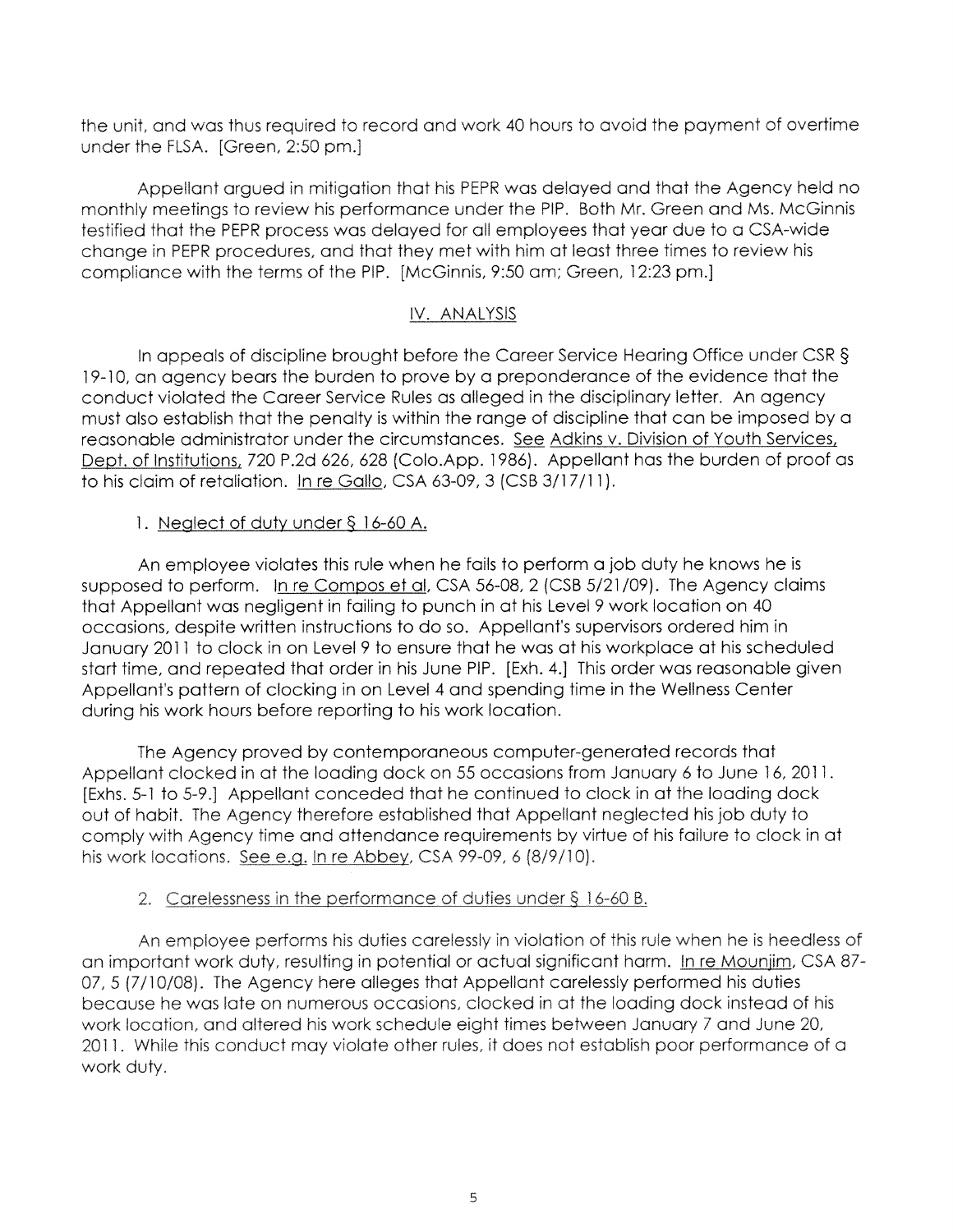the unit, and was thus required to record and work 40 hours to avoid the payment of overtime under the FLSA. [Green, 2:50 pm.]

Appellant argued in mitigation that his PEPR was delayed and that the Agency held no monthly meetings to review his performance under the PIP. Both Mr. Green and Ms. McGinnis testified that the PEPR process was delayed for all employees that year due to a CSA-wide change in PEPR procedures, and that they met with him at least three times to review his compliance with the terms of the PIP. [McGinnis, 9:50 am; Green, 12:23 pm.]

## IV. ANALYSIS

In appeals of discipline brought before the Career Service Hearing Office under CSR § 19-10, an agency bears the burden to prove by a preponderance of the evidence that the conduct violated the Career Service Rules as alleged in the disciplinary letter. An agency must also establish that the penalty is within the range of discipline that can be imposed by a reasonable administrator under the circumstances. See Adkins v. Division of Youth Services, Dept. of Institutions, 720 P.2d 626, 628 (Colo.App. 1986). Appellant has the burden of proof as to his claim of retaliation. In re Gallo, CSA 63-09, 3 (CSB 3/17/11).

### 1. Neglect of duty under § 16-60 A.

An employee violates this rule when he fails to perform a job duty he knows he is supposed to perform. In re Compos et al, CSA 56-08, 2 (CSB 5/21/09). The Agency claims that Appellant was negligent in failing to punch in at his Level 9 work location on 40 occasions, despite written instructions to do so. Appellant's supervisors ordered him in January 2011 to clock in on Level 9 to ensure that he was at his workplace at his scheduled start time, and repeated that order in his June PIP. [Exh. 4.] This order was reasonable given Appellant's pattern of clocking in on Level 4 and spending time in the Wellness Center during his work hours before reporting to his work location.

The Agency proved by contemporaneous computer-generated records that Appellant clocked in at the loading dock on 55 occasions from January 6 to June 16, 2011. [Exhs. 5-1 to 5-9.] Appellant conceded that he continued to clock in at the loading dock out of habit. The Agency therefore established that Appellant neglected his job duty to comply with Agency time and attendance requirements by virtue of his failure to clock in at his work locations. See e.g. In re Abbey, CSA 99-09, 6 (8/9/10).

### 2. Carelessness in the performance of duties under § 16-60 B.

An employee performs his duties carelessly in violation of this rule when he is heedless of an important work duty, resulting in potential or actual significant harm. In re Mounjim, CSA 87-07, 5 (7/10/08). The Agency here alleges that Appellant carelessly performed his duties because he was late on numerous occasions, clocked in at the loading dock instead of his work location, and altered his work schedule eight times between January 7 and June 20, 2011. While this conduct may violate other rules, it does not establish poor performance of a work duty.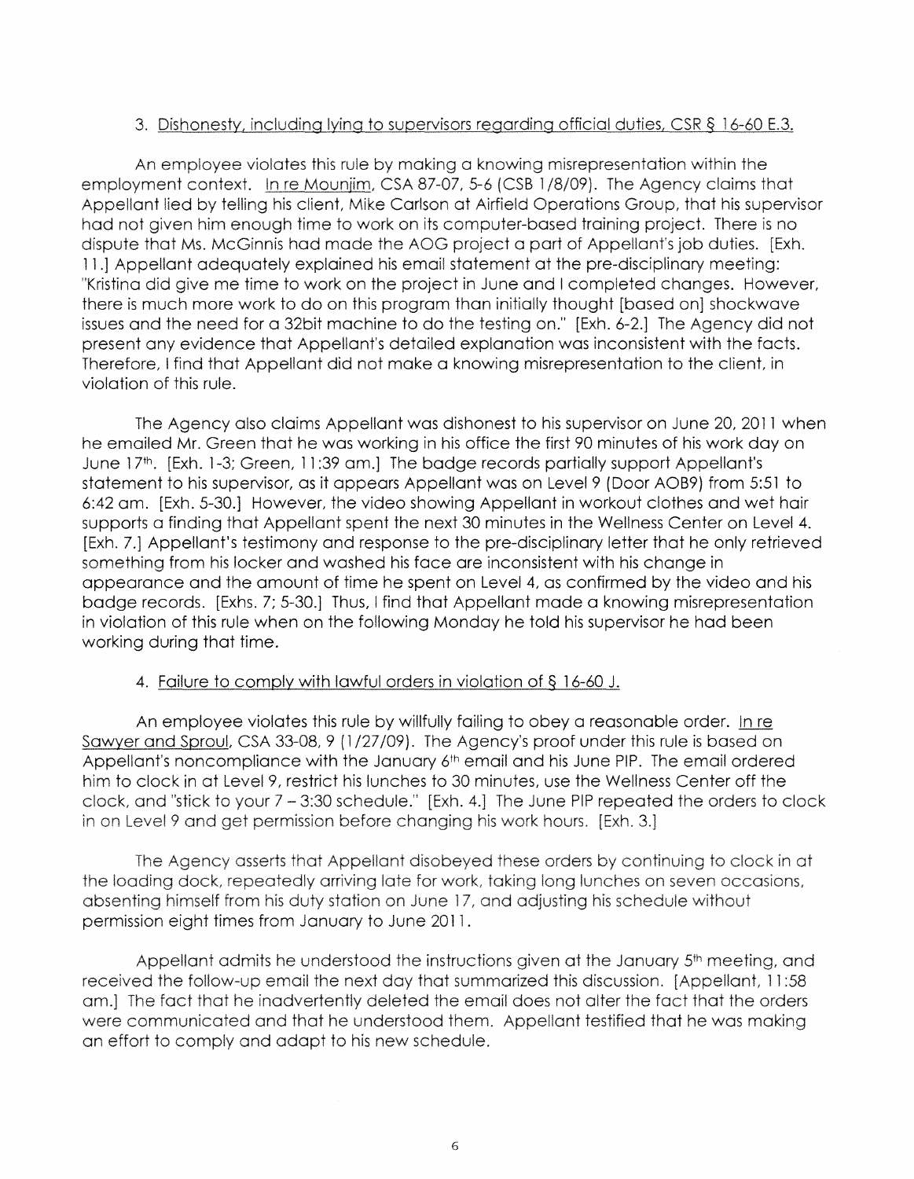3. <u>Dishonesty, including lying to supervisors regarding official duties, CSR § 16-60 E.3.</u>

An employee violates this rule by making a knowing misrepresentation within the employment context. In re Mounjim, CSA 87-07, 5-6 (CSB 1/8/09). The Agency claims that Appellant lied by telling his client, Mike Carlson at Airfield Operations Group, that his supervisor had not given him enough time to work on its computer-based training project. There is no dispute that Ms. McGinnis had made the AOG project a part of Appellant's job duties. [Exh. 11.] Appellant adequately explained his email statement at the pre-disciplinary meeting: "Kristina did give me time to work on the project in June and I completed changes. However, there is much more work to do on this program than initially thought [based on] shockwave issues and the need for a 32bit machine to do the testing on." [Exh. 6-2.] The Agency did not present any evidence that Appellant's detailed explanation was inconsistent with the facts. Therefore, I find that Appellant did not make a knowing misrepresentation to the client, in violation of this rule.

The Agency also claims Appellant was dishonest to his supervisor on June 20, 2011 when he emailed Mr. Green that he was working in his office the first 90 minutes of his work day on June 17th. [Exh. 1-3; Green, 11:39 am.] The badge records partially support Appellant's statement to his supervisor, as it appears Appellant was on Level 9 (Door AOB9) from 5:51 to 6:42 am. [Exh. 5-30.] However, the video showing Appellant in workout clothes and wet hair supports a finding that Appellant spent the next 30 minutes in the Wellness Center on Level 4. [Exh. 7.] Appellant's testimony and response to the pre-disciplinary letter that he only retrieved something from his locker and washed his face are inconsistent with his change in appearance and the amount of time he spent on Level 4, as confirmed by the video and his badge records. [Exhs. 7; 5-30.] Thus, I find that Appellant made a knowing misrepresentation in violation of this rule when on the following Monday he told his supervisor he had been working during that time.

4. <u>Failure to comply with lawful orders in violation of § 16-60 J.</u>

An employee violates this rule by willfully failing to obey a reasonable order. In re Sawyer and Sproul, CSA 33-08, 9 (1/27/09). The Agency's proof under this rule is based on Appellant's noncompliance with the January 6th email and his June PIP. The email ordered him to clock in at Level 9, restrict his lunches to 30 minutes, use the Wellness Center off the clock, and "stick to your 7 – 3:30 schedule." [Exh. 4.] The June PIP repeated the orders to clock in on Level 9 and get permission before changing his work hours. [Exh. 3.]

The Agency asserts that Appellant disobeyed these orders by continuing to clock in at the loading dock, repeatedly arriving late for work, taking long lunches on seven occasions, absenting himself from his duty station on June 17, and adjusting his schedule without permission eight times from January to June 2011.

Appellant admits he understood the instructions given at the January 5th meeting, and received the follow-up email the next day that summarized this discussion. [Appellant, 11:58 am.] The fact that he inadvertently deleted the email does not alter the fact that the orders were communicated and that he understood them. Appellant testified that he was making an effort to comply and adapt to his new schedule.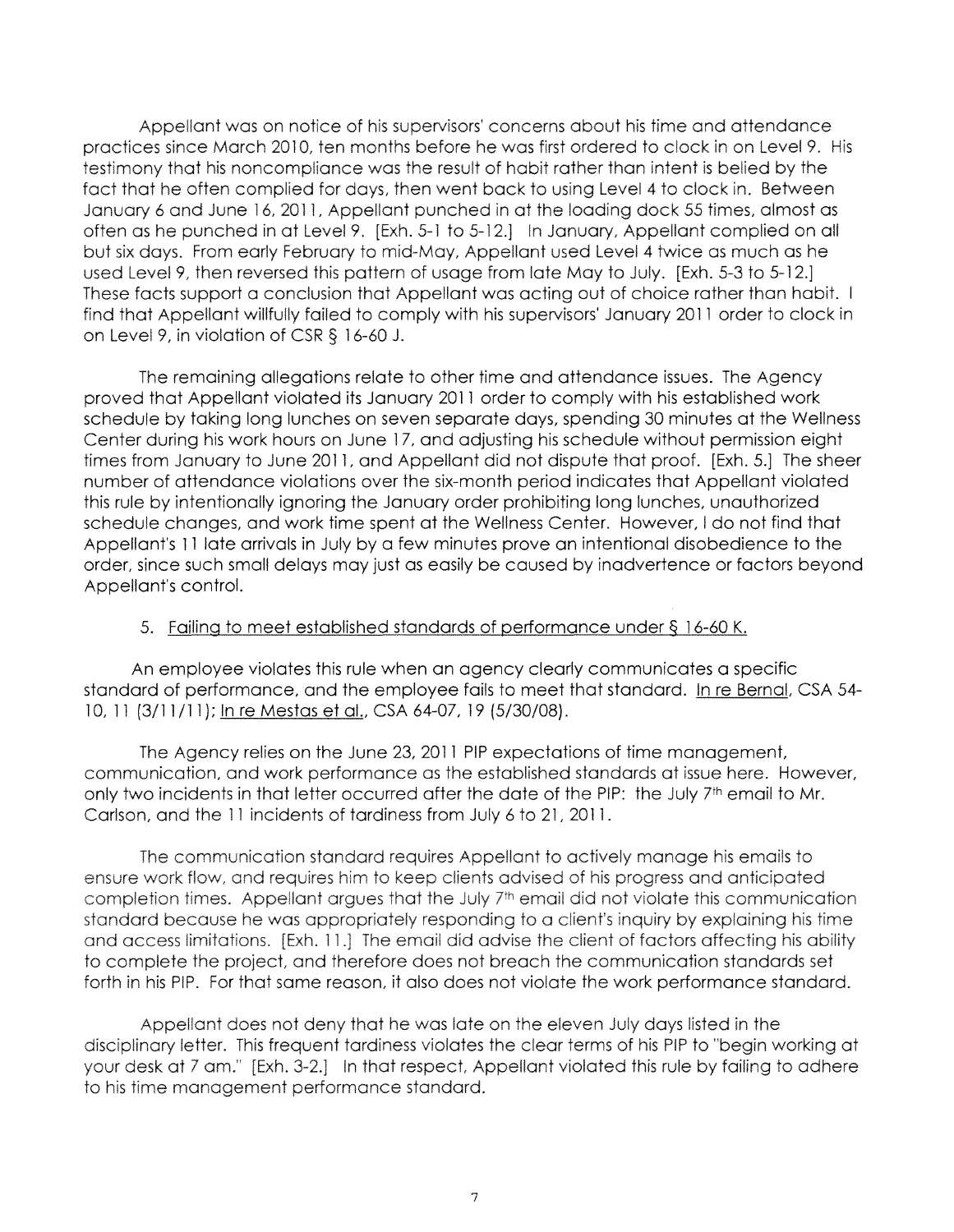Appellant was on notice of his supervisors' concerns about his time and attendance practices since March 2010, ten months before he was first ordered to clock in on Level 9. His testimony that his noncompliance was the result of habit rather than intent is belied by the fact that he often complied for days, then went back to using Level 4 to clock in. Between January 6 and June 16, 2011, Appellant punched in at the loading dock 55 times, almost as often as he punched in at Level 9. [Exh. 5-1 to 5-12.] In January, Appellant complied on all but six days. From early February to mid-May, Appellant used Level 4 twice as much as he used Level 9, then reversed this pattern of usage from late May to July. [Exh. 5-3 to 5-12.] These facts support a conclusion that Appellant was acting out of choice rather than habit. I find that Appellant willfully failed to comply with his supervisors' January 2011 order to clock in on Level 9, in violation of CSR § 16-60 J.

The remaining allegations relate to other time and attendance issues. The Agency proved that Appellant violated its January 2011 order to comply with his established work schedule by taking long lunches on seven separate days, spending 30 minutes at the Wellness Center during his work hours on June 17, and adjusting his schedule without permission eight times from January to June 2011, and Appellant did not dispute that proof. [Exh. 5.] The sheer number of attendance violations over the six-month period indicates that Appellant violated this rule by intentionally ignoring the January order prohibiting long lunches, unauthorized schedule changes, and work time spent at the Wellness Center. However, I do not find that Appellant's 11 late arrivals in July by a few minutes prove an intentional disobedience to the order, since such small delays may just as easily be caused by inadvertence or factors beyond Appellant's control.

5. Failing to meet established standards of performance under § 16-60 K.

An employee violates this rule when an agency clearly communicates a specific standard of performance, and the employee fails to meet that standard. In re Bernal, CSA 54-10, 11 (3/11/11); In re Mestas et al., CSA 64-07, 19 (5/30/08).

The Agency relies on the June 23, 2011 PIP expectations of time management, communication, and work performance as the established standards at issue here. However, only two incidents in that letter occurred after the date of the PIP: the July 7th email to Mr. Carlson, and the 11 incidents of tardiness from July 6 to 21, 2011.

The communication standard requires Appellant to actively manage his emails to ensure work flow, and requires him to keep clients advised of his progress and anticipated completion times. Appellant argues that the July 7th email did not violate this communication standard because he was appropriately responding to a client's inquiry by explaining his time and access limitations. [Exh. 11.] The email did advise the client of factors affecting his ability to complete the project, and therefore does not breach the communication standards set forth in his PIP. For that same reason, it also does not violate the work performance standard.

Appellant does not deny that he was late on the eleven July days listed in the disciplinary letter. This frequent tardiness violates the clear terms of his PIP to "begin working at your desk at 7 am." [Exh. 3-2.] In that respect, Appellant violated this rule by failing to adhere to his time management performance standard.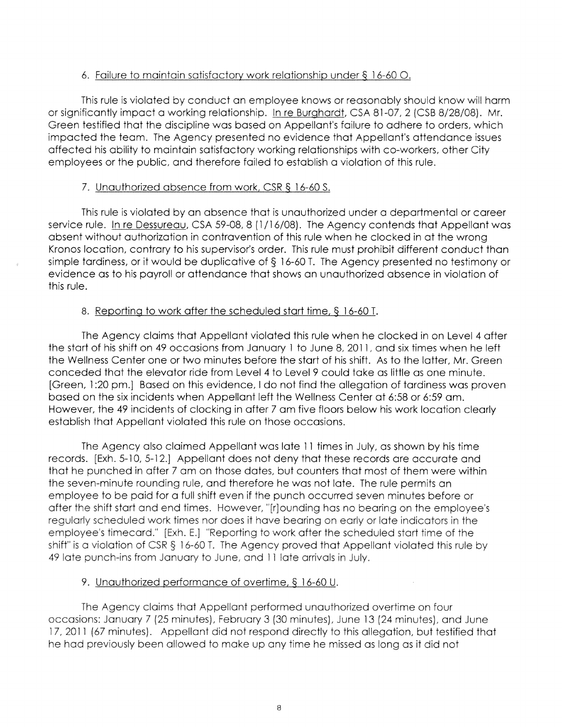6. <u>Failure to maintain satisfactory work relationship under § 16-60 O.</u>

This rule is violated by conduct an employee knows or reasonably should know will harm or significantly impact a working relationship. <u>In re Burghardt</u>, CSA 81-07, 2 (CSB 8/28/08). Mr. Green testified that the discipline was based on Appellant's failure to adhere to orders, which impacted the team. The Agency presented no evidence that Appellant's attendance issues affected his ability to maintain satisfactory working relationships with co-workers, other City employees or the public, and therefore failed to establish a violation of this rule.

7. <u>Unauthorized absence from work, CSR § 16-60 S.</u>

This rule is violated by an absence that is unauthorized under a departmental or career service rule. <u>In re Dessureau</u>, CSA 59-08, 8 (1/16/08). The Agency contends that Appellant was absent without authorization in contravention of this rule when he clocked in at the wrong Kronos location, contrary to his supervisor's order. This rule must prohibit different conduct than simple tardiness, or it would be duplicative of § 16-60 T. The Agency presented no testimony or evidence as to his payroll or attendance that shows an unauthorized absence in violation of this rule.

8. <u>Reporting to work after the scheduled start time, § 16-60 T.</u>

The Agency claims that Appellant violated this rule when he clocked in on Level 4 after the start of his shift on 49 occasions from January 1 to June 8, 2011, and six times when he left the Wellness Center one or two minutes before the start of his shift. As to the latter, Mr. Green conceded that the elevator ride from Level 4 to Level 9 could take as little as one minute. [Green, 1:20 pm.] Based on this evidence, I do not find the allegation of tardiness was proven based on the six incidents when Appellant left the Wellness Center at 6:58 or 6:59 am. However, the 49 incidents of clocking in after 7 am five floors below his work location clearly establish that Appellant violated this rule on those occasions.

The Agency also claimed Appellant was late 11 times in July, as shown by his time records. [Exh. 5-10, 5-12.] Appellant does not deny that these records are accurate and that he punched in after 7 am on those dates, but counters that most of them were within the seven-minute rounding rule, and therefore he was not late. The rule permits an employee to be paid for a full shift even if the punch occurred seven minutes before or after the shift start and end times. However, "[r]ounding has no bearing on the employee's regularly scheduled work times nor does it have bearing on early or late indicators in the employee's timecard." [Exh. E.] "Reporting to work after the scheduled start time of the shift" is a violation of CSR § 16-60 T. The Agency proved that Appellant violated this rule by 49 late punch-ins from January to June, and 11 late arrivals in July.

9. <u>Unauthorized performance of overtime, § 16-60 U.</u>

The Agency claims that Appellant performed unauthorized overtime on four occasions: January 7 (25 minutes), February 3 (30 minutes), June 13 (24 minutes), and June 17, 2011 (67 minutes). Appellant did not respond directly to this allegation, but testified that he had previously been allowed to make up any time he missed as long as it did not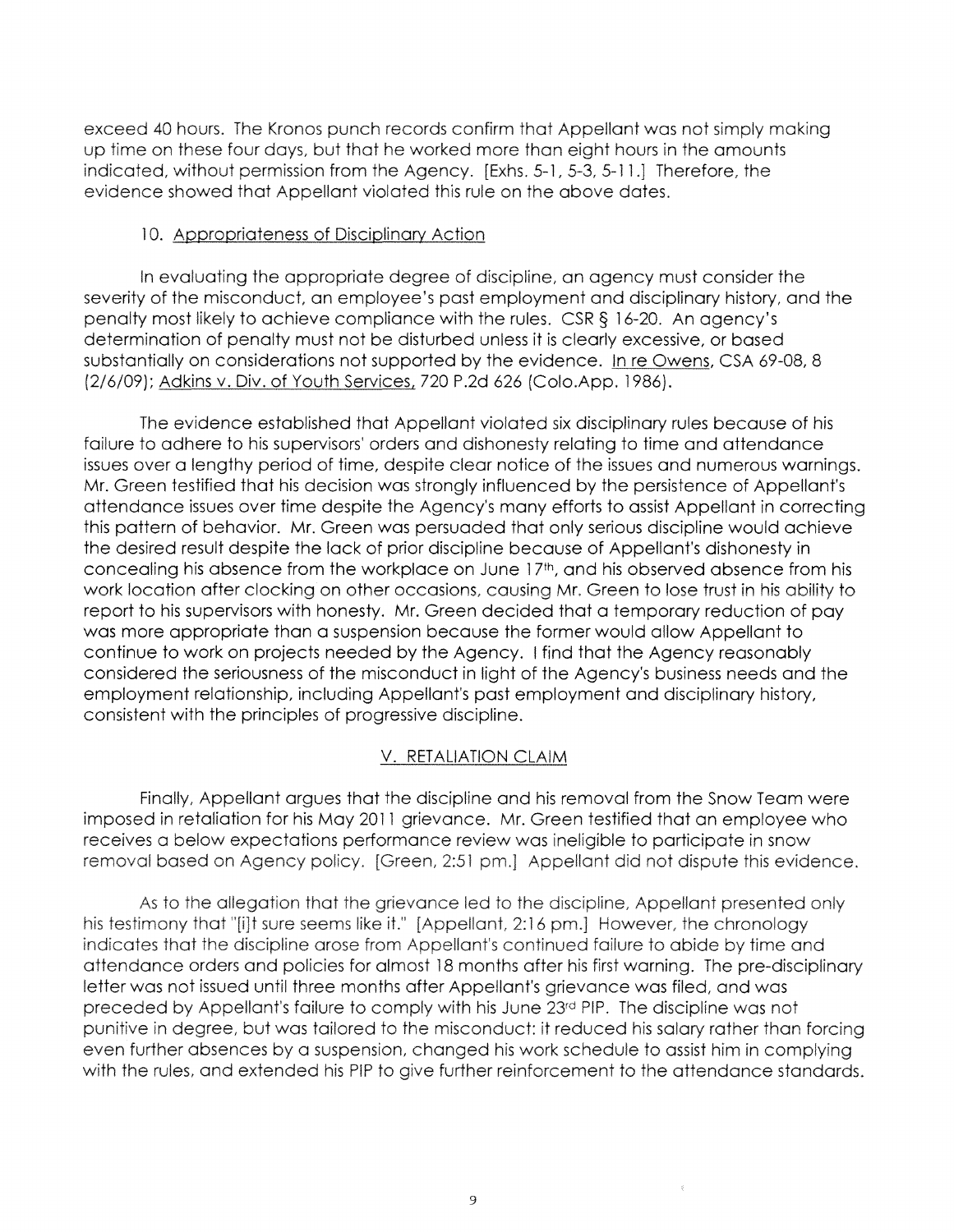exceed 40 hours. The Kronos punch records confirm that Appellant was not simply making up time on these four days, but that he worked more than eight hours in the amounts indicated, without permission from the Agency. [Exhs. 5-1, 5-3, 5-11.] Therefore, the evidence showed that Appellant violated this rule on the above dates.

### 10. Appropriateness of Disciplinary Action

In evaluating the appropriate degree of discipline, an agency must consider the severity of the misconduct, an employee's past employment and disciplinary history, and the penalty most likely to achieve compliance with the rules. CSR § 16-20. An agency's determination of penalty must not be disturbed unless it is clearly excessive, or based substantially on considerations not supported by the evidence. In re Owens, CSA 69-08, 8 (2/6/09); Adkins v. Div. of Youth Services, 720 P.2d 626 (Colo.App. 1986).

The evidence established that Appellant violated six disciplinary rules because of his failure to adhere to his supervisors' orders and dishonesty relating to time and attendance issues over a lengthy period of time, despite clear notice of the issues and numerous warnings. Mr. Green testified that his decision was strongly influenced by the persistence of Appellant's attendance issues over time despite the Agency's many efforts to assist Appellant in correcting this pattern of behavior. Mr. Green was persuaded that only serious discipline would achieve the desired result despite the lack of prior discipline because of Appellant's dishonesty in concealing his absence from the workplace on June 17th, and his observed absence from his work location after clocking on other occasions, causing Mr. Green to lose trust in his ability to report to his supervisors with honesty. Mr. Green decided that a temporary reduction of pay was more appropriate than a suspension because the former would allow Appellant to continue to work on projects needed by the Agency. I find that the Agency reasonably considered the seriousness of the misconduct in light of the Agency's business needs and the employment relationship, including Appellant's past employment and disciplinary history, consistent with the principles of progressive discipline.

## V. RETALIATION CLAIM

Finally, Appellant argues that the discipline and his removal from the Snow Team were imposed in retaliation for his May 2011 grievance. Mr. Green testified that an employee who receives a below expectations performance review was ineligible to participate in snow removal based on Agency policy. [Green, 2:51 pm.] Appellant did not dispute this evidence.

As to the allegation that the grievance led to the discipline, Appellant presented only his testimony that "[i]t sure seems like it." [Appellant, 2:16 pm.] However, the chronology indicates that the discipline arose from Appellant's continued failure to abide by time and attendance orders and policies for almost 18 months after his first warning. The pre-disciplinary letter was not issued until three months after Appellant's grievance was filed, and was preceded by Appellant's failure to comply with his June 23rd PIP. The discipline was not punitive in degree, but was tailored to the misconduct: it reduced his salary rather than forcing even further absences by a suspension, changed his work schedule to assist him in complying with the rules, and extended his PIP to give further reinforcement to the attendance standards.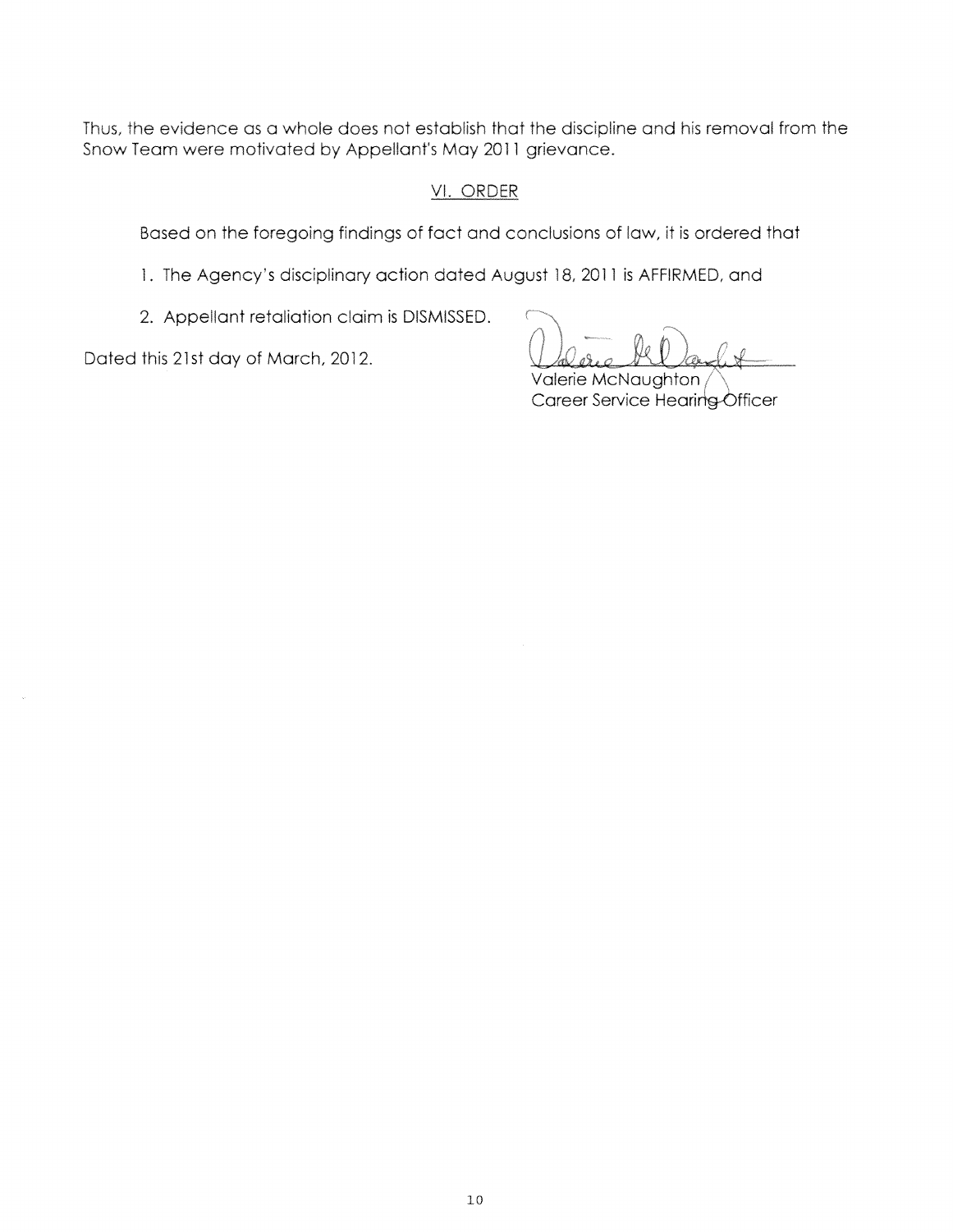Thus, the evidence as a whole does not establish that the discipline and his removal from the Snow Team were motivated by Appellant's May 2011 grievance.

## VI. ORDER

Based on the foregoing findings of fact and conclusions of law, it is ordered that

1. The Agency's disciplinary action dated August 18, 2011 is AFFIRMED, and
2. Appellant retaliation claim is DISMISSED.

Dated this 21st day of March, 2012.

Valerie McNaughton
Career Service Hearing Officer